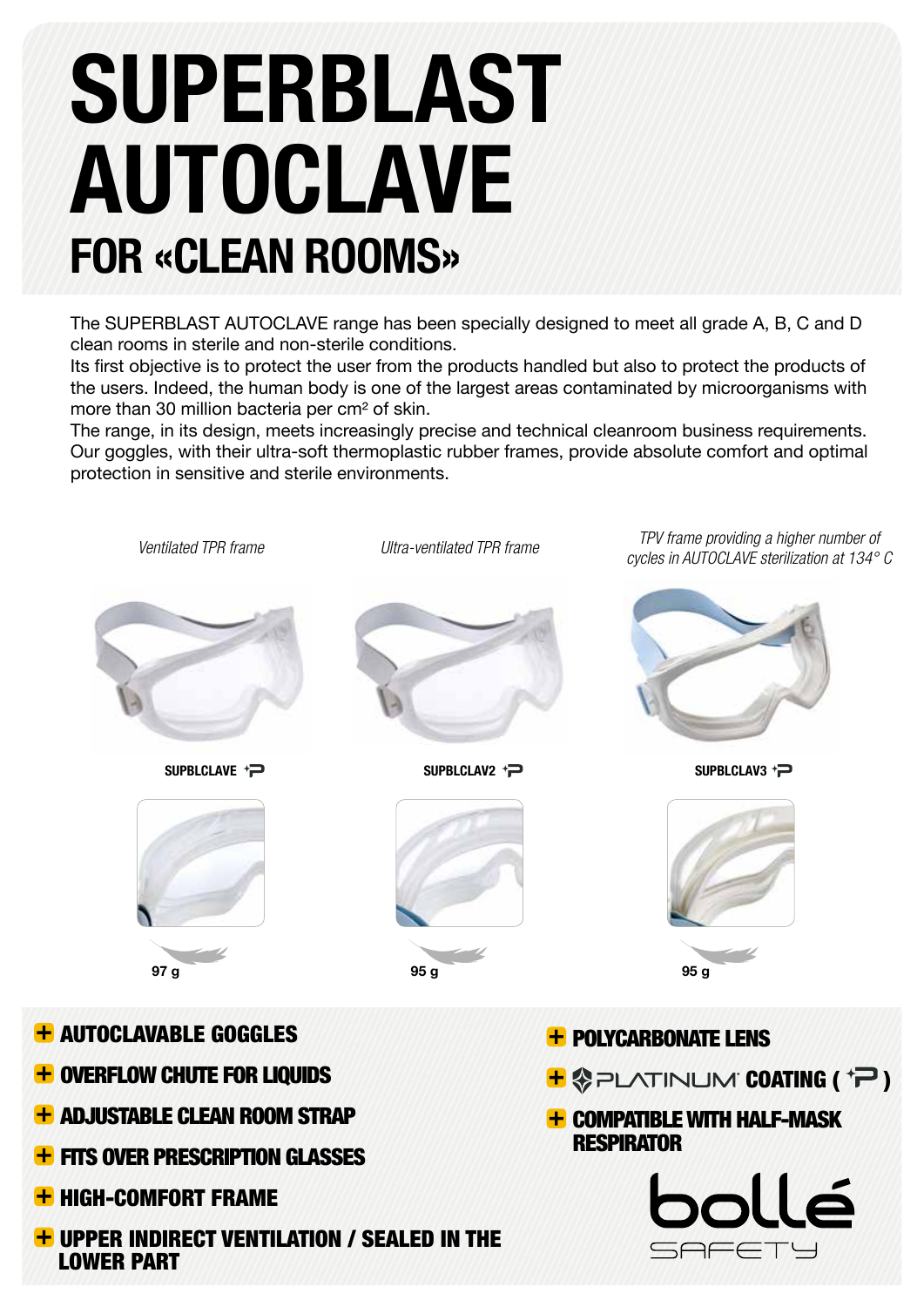# SUPERBLAST AUTOCLAVE

## FOR «CLEAN ROOMS»

The SUPERBLAST AUTOCLAVE range has been specially designed to meet all grade A, B, C and D clean rooms in sterile and non-sterile conditions.

Its first objective is to protect the user from the products handled but also to protect the products of the users. Indeed, the human body is one of the largest areas contaminated by microorganisms with more than 30 million bacteria per cm² of skin.

The range, in its design, meets increasingly precise and technical cleanroom business requirements. Our goggles, with their ultra-soft thermoplastic rubber frames, provide absolute comfort and optimal protection in sensitive and sterile environments.

*Ventilated TPR frame*

**SUPBLCLAVE**

97 g

*Ultra-ventilated TPR frame*

**SUPBLCLAV2**

95 g

*TPV frame providing a higher number of cycles in AUTOCLAVE sterilization at 134° C*

**SUPBLCLAV3**

95 g

- **AUTOCLAVABLE GOGGLES**
- **OVERFLOW CHUTE FOR LIQUIDS**
- **ADJUSTABLE CLEAN ROOM STRAP**
- **FITS OVER PRESCRIPTION GLASSES**
- **HIGH-COMFORT FRAME**
- **UPPER INDIRECT VENTILATION / SEALED IN THE LOWER PART**
- **POLYCARBONATE LENS**
- **PLATINUM COATING**
- **COMPATIBLE WITH HALF-MASK RESPIRATOR**

bollé SAFETY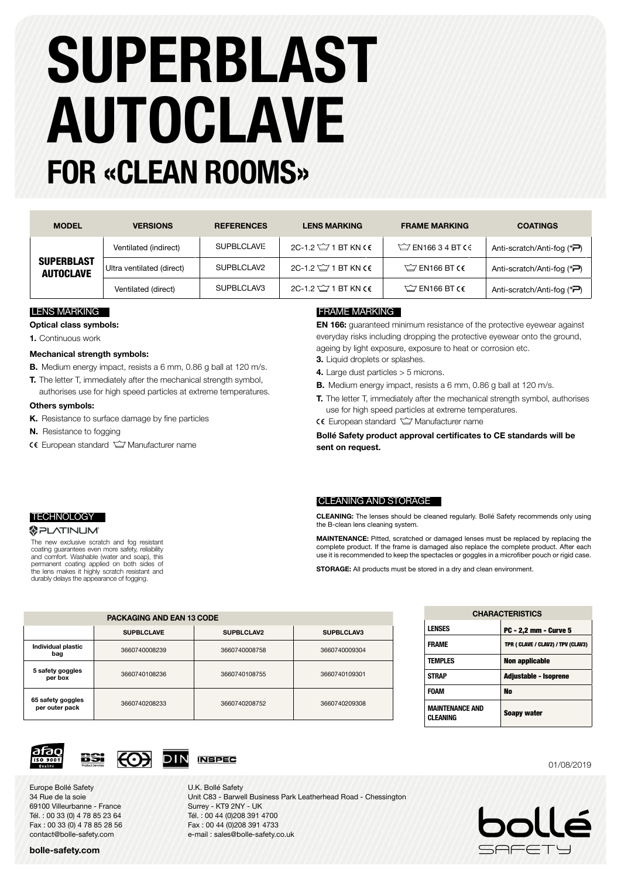# SUPERBLAST AUTOCLAVE

## FOR «CLEAN ROOMS»

| MODEL | VERSIONS | REFERENCES | LENS MARKING | FRAME MARKING | COATINGS |
|---|---|---|---|---|---|
| **SUPERBLAST AUTOCLAVE** | Ventilated (indirect) | SUPBLCLAVE | 2C-1.2 1 BT KN CE | EN166 3 4 BT CE | Anti-scratch/Anti-fog |
| | Ultra ventilated (direct) | SUPBLCLAV2 | 2C-1.2 1 BT KN CE | EN166 BT CE | Anti-scratch/Anti-fog |
| | Ventilated (direct) | SUPBLCLAV3 | 2C-1.2 1 BT KN CE | EN166 BT CE | Anti-scratch/Anti-fog |

### LENS MARKING

**Optical class symbols:**

**1.** Continuous work

**Mechanical strength symbols:**

**B.** Medium energy impact, resists a 6 mm, 0.86 g ball at 120 m/s.

**T.** The letter T, immediately after the mechanical strength symbol, authorises use for high speed particles at extreme temperatures.

**Others symbols:**

**K.** Resistance to surface damage by fine particles

**N.** Resistance to fogging

CE European standard Manufacturer name

### FRAME MARKING

**EN 166:** guaranteed minimum resistance of the protective eyewear against everyday risks including dropping the protective eyewear onto the ground, ageing by light exposure, exposure to heat or corrosion etc.

**3.** Liquid droplets or splashes.

**4.** Large dust particles > 5 microns.

**B.** Medium energy impact, resists a 6 mm, 0.86 g ball at 120 m/s.

**T.** The letter T, immediately after the mechanical strength symbol, authorises use for high speed particles at extreme temperatures.

CE European standard Manufacturer name

**Bollé Safety product approval certificates to CE standards will be sent on request.**

### TECHNOLOGY

PLATINUM®

The new exclusive scratch and fog resistant coating guarantees even more safety, reliability and comfort. Washable (water and soap), this permanent coating applied on both sides of the lens makes it highly scratch resistant and durably delays the appearance of fogging.

### CLEANING AND STORAGE

**CLEANING:** The lenses should be cleaned regularly. Bollé Safety recommends only using the B-clean lens cleaning system.

**MAINTENANCE:** Pitted, scratched or damaged lenses must be replaced by replacing the complete product. If the frame is damaged also replace the complete product. After each use it is recommended to keep the spectacles or goggles in a microfiber pouch or rigid case.

**STORAGE:** All products must be stored in a dry and clean environment.

**PACKAGING AND EAN 13 CODE**

| | SUPBLCLAVE | SUPBLCLAV2 | SUPBLCLAV3 |
|---|---|---|---|
| Individual plastic bag | 3660740008239 | 3660740008758 | 3660740009304 |
| 5 safety goggles per box | 3660740108236 | 3660740108755 | 3660740109301 |
| 65 safety goggles per outer pack | 3660740208233 | 3660740208752 | 3660740209308 |

**CHARACTERISTICS**

| | |
|---|---|
| LENSES | PC - 2,2 mm - Curve 5 |
| FRAME | TPR ( CLAVE / CLAV2) / TPV (CLAV3) |
| TEMPLES | Non applicable |
| STRAP | Adjustable - Isoprene |
| FOAM | No |
| MAINTENANCE AND CLEANING | Soapy water |

01/08/2019

Europe Bollé Safety
34 Rue de la soie
69100 Villeurbanne - France
Tél. : 00 33 (0) 4 78 85 23 64
Fax : 00 33 (0) 4 78 85 28 56
contact@bolle-safety.com

U.K. Bollé Safety
Unit C83 - Barwell Business Park Leatherhead Road - Chessington
Surrey - KT9 2NY - UK
Tél. : 00 44 (0)208 391 4700
Fax : 00 44 (0)208 391 4733
e-mail : sales@bolle-safety.co.uk

**bolle-safety.com**